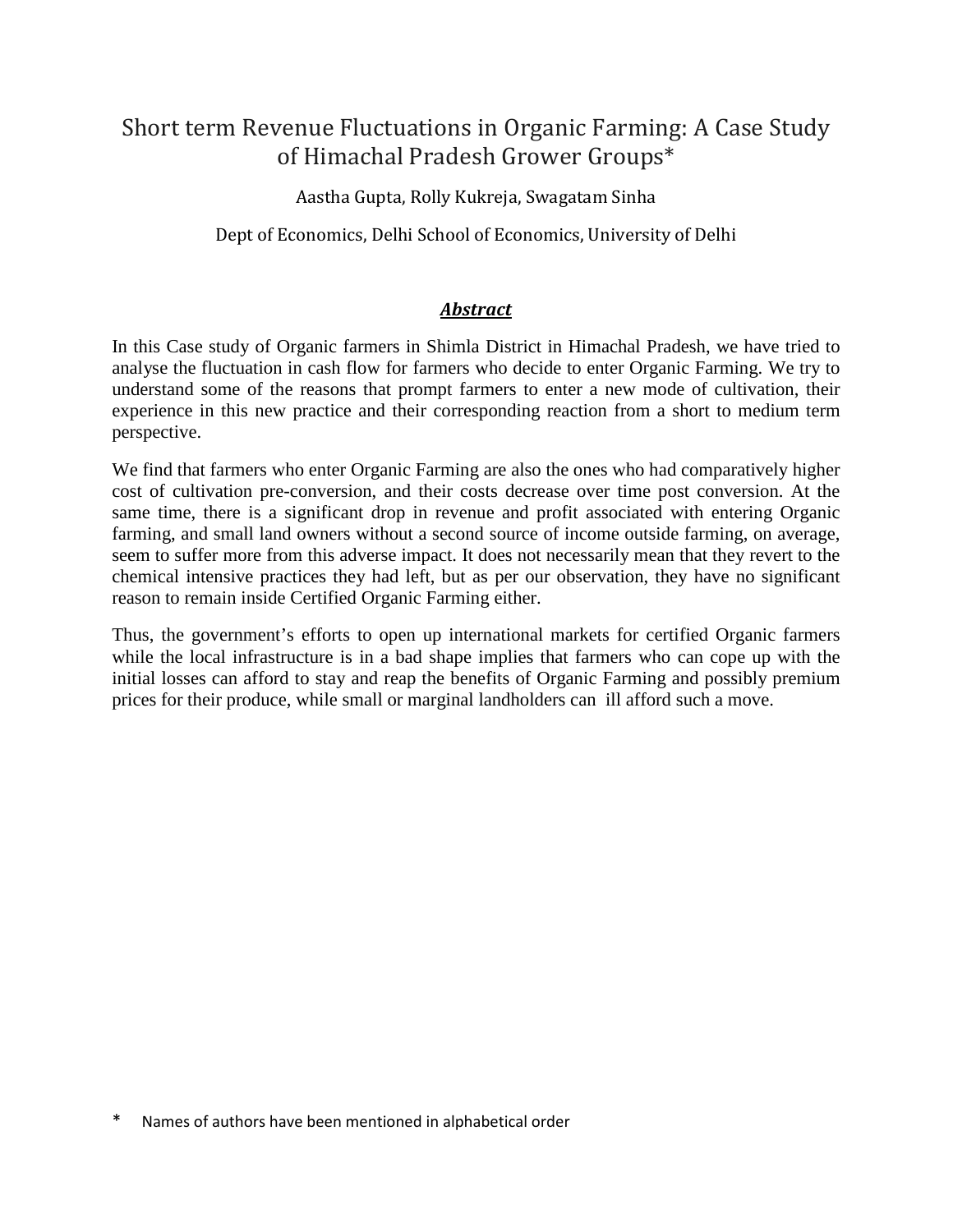# Short term Revenue Fluctuations in Organic Farming: A Case Study of Himachal Pradesh Grower Groups*

Aastha Gupta, Rolly Kukreja, Swagatam Sinha

Dept of Economics, Delhi School of Economics, University of Delhi

## ***Abstract***

In this Case study of Organic farmers in Shimla District in Himachal Pradesh, we have tried to analyse the fluctuation in cash flow for farmers who decide to enter Organic Farming. We try to understand some of the reasons that prompt farmers to enter a new mode of cultivation, their experience in this new practice and their corresponding reaction from a short to medium term perspective.

We find that farmers who enter Organic Farming are also the ones who had comparatively higher cost of cultivation pre-conversion, and their costs decrease over time post conversion. At the same time, there is a significant drop in revenue and profit associated with entering Organic farming, and small land owners without a second source of income outside farming, on average, seem to suffer more from this adverse impact. It does not necessarily mean that they revert to the chemical intensive practices they had left, but as per our observation, they have no significant reason to remain inside Certified Organic Farming either.

Thus, the government's efforts to open up international markets for certified Organic farmers while the local infrastructure is in a bad shape implies that farmers who can cope up with the initial losses can afford to stay and reap the benefits of Organic Farming and possibly premium prices for their produce, while small or marginal landholders can ill afford such a move.

\* Names of authors have been mentioned in alphabetical order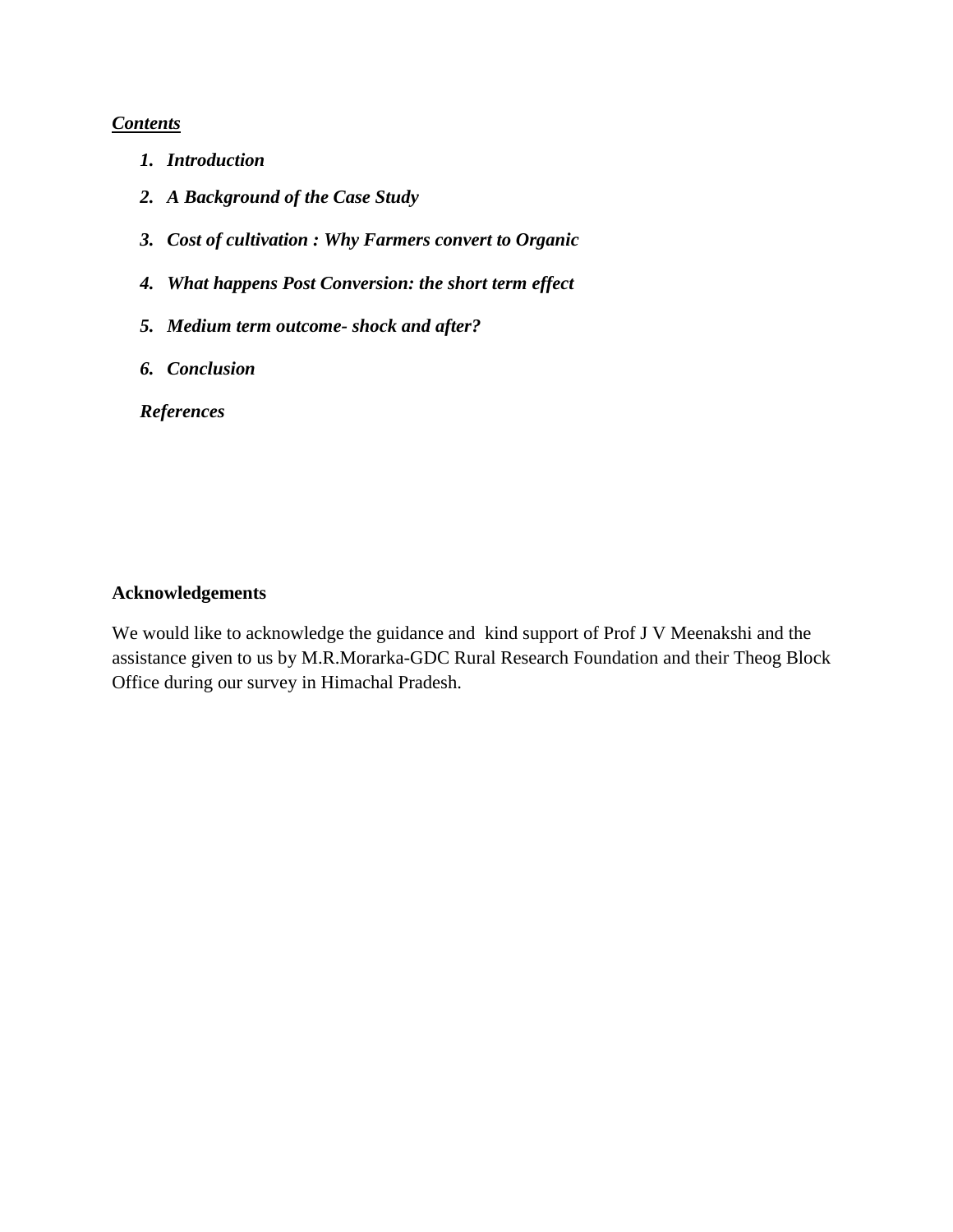***Contents***

1. ***Introduction***
2. ***A Background of the Case Study***
3. ***Cost of cultivation : Why Farmers convert to Organic***
4. ***What happens Post Conversion: the short term effect***
5. ***Medium term outcome- shock and after?***
6. ***Conclusion***

***References***

**Acknowledgements**

We would like to acknowledge the guidance and kind support of Prof J V Meenakshi and the assistance given to us by M.R.Morarka-GDC Rural Research Foundation and their Theog Block Office during our survey in Himachal Pradesh.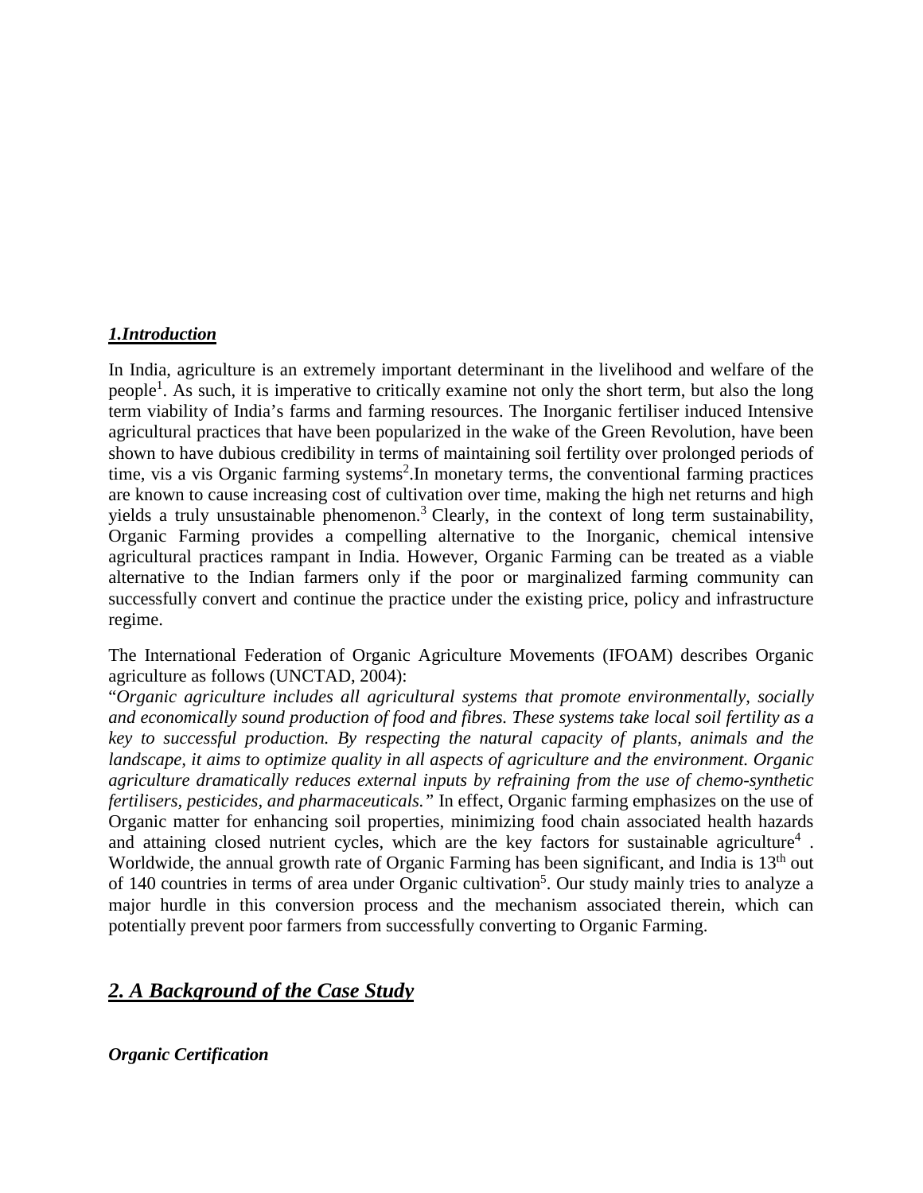## *1.Introduction*

In India, agriculture is an extremely important determinant in the livelihood and welfare of the people[1]. As such, it is imperative to critically examine not only the short term, but also the long term viability of India's farms and farming resources. The Inorganic fertiliser induced Intensive agricultural practices that have been popularized in the wake of the Green Revolution, have been shown to have dubious credibility in terms of maintaining soil fertility over prolonged periods of time, vis a vis Organic farming systems[2].In monetary terms, the conventional farming practices are known to cause increasing cost of cultivation over time, making the high net returns and high yields a truly unsustainable phenomenon.[3] Clearly, in the context of long term sustainability, Organic Farming provides a compelling alternative to the Inorganic, chemical intensive agricultural practices rampant in India. However, Organic Farming can be treated as a viable alternative to the Indian farmers only if the poor or marginalized farming community can successfully convert and continue the practice under the existing price, policy and infrastructure regime.

The International Federation of Organic Agriculture Movements (IFOAM) describes Organic agriculture as follows (UNCTAD, 2004):
"*Organic agriculture includes all agricultural systems that promote environmentally, socially and economically sound production of food and fibres. These systems take local soil fertility as a key to successful production. By respecting the natural capacity of plants, animals and the landscape, it aims to optimize quality in all aspects of agriculture and the environment. Organic agriculture dramatically reduces external inputs by refraining from the use of chemo-synthetic fertilisers, pesticides, and pharmaceuticals."* In effect, Organic farming emphasizes on the use of Organic matter for enhancing soil properties, minimizing food chain associated health hazards and attaining closed nutrient cycles, which are the key factors for sustainable agriculture[4] . Worldwide, the annual growth rate of Organic Farming has been significant, and India is 13th out of 140 countries in terms of area under Organic cultivation[5]. Our study mainly tries to analyze a major hurdle in this conversion process and the mechanism associated therein, which can potentially prevent poor farmers from successfully converting to Organic Farming.

## *2. A Background of the Case Study*

### *Organic Certification*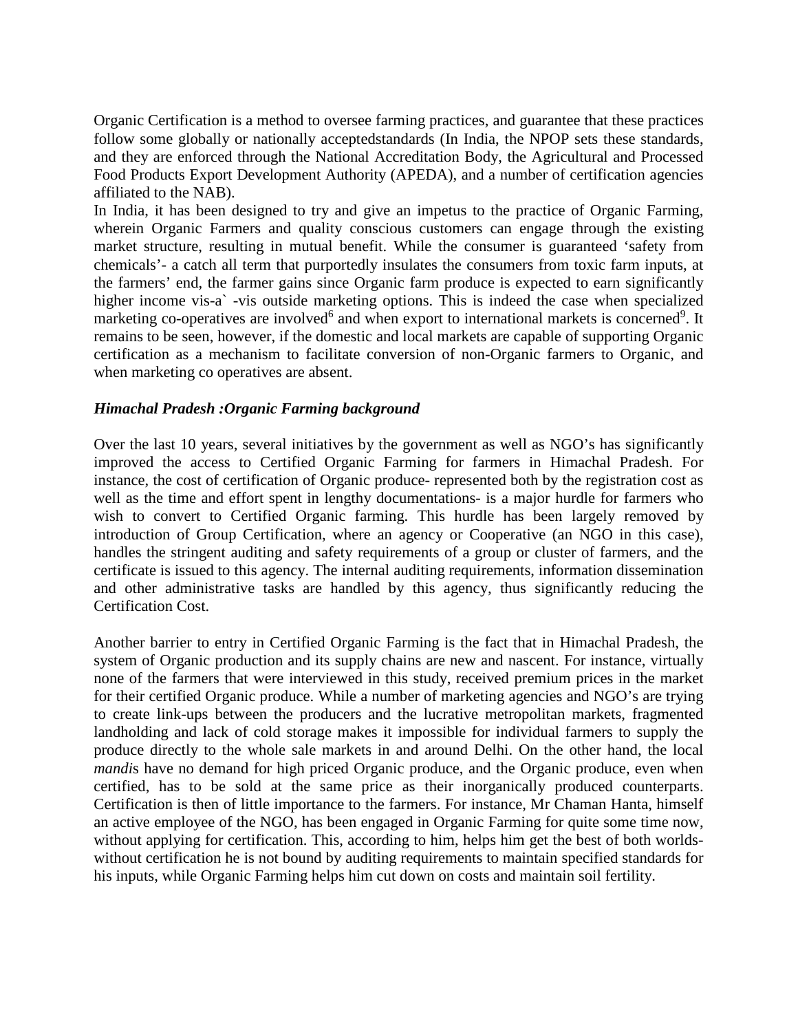Organic Certification is a method to oversee farming practices, and guarantee that these practices follow some globally or nationally acceptedstandards (In India, the NPOP sets these standards, and they are enforced through the National Accreditation Body, the Agricultural and Processed Food Products Export Development Authority (APEDA), and a number of certification agencies affiliated to the NAB).

In India, it has been designed to try and give an impetus to the practice of Organic Farming, wherein Organic Farmers and quality conscious customers can engage through the existing market structure, resulting in mutual benefit. While the consumer is guaranteed 'safety from chemicals'- a catch all term that purportedly insulates the consumers from toxic farm inputs, at the farmers' end, the farmer gains since Organic farm produce is expected to earn significantly higher income vis-a` -vis outside marketing options. This is indeed the case when specialized marketing co-operatives are involved[6] and when export to international markets is concerned[9]. It remains to be seen, however, if the domestic and local markets are capable of supporting Organic certification as a mechanism to facilitate conversion of non-Organic farmers to Organic, and when marketing co operatives are absent.

***Himachal Pradesh :Organic Farming background***

Over the last 10 years, several initiatives by the government as well as NGO's has significantly improved the access to Certified Organic Farming for farmers in Himachal Pradesh. For instance, the cost of certification of Organic produce- represented both by the registration cost as well as the time and effort spent in lengthy documentations- is a major hurdle for farmers who wish to convert to Certified Organic farming. This hurdle has been largely removed by introduction of Group Certification, where an agency or Cooperative (an NGO in this case), handles the stringent auditing and safety requirements of a group or cluster of farmers, and the certificate is issued to this agency. The internal auditing requirements, information dissemination and other administrative tasks are handled by this agency, thus significantly reducing the Certification Cost.

Another barrier to entry in Certified Organic Farming is the fact that in Himachal Pradesh, the system of Organic production and its supply chains are new and nascent. For instance, virtually none of the farmers that were interviewed in this study, received premium prices in the market for their certified Organic produce. While a number of marketing agencies and NGO's are trying to create link-ups between the producers and the lucrative metropolitan markets, fragmented landholding and lack of cold storage makes it impossible for individual farmers to supply the produce directly to the whole sale markets in and around Delhi. On the other hand, the local *mandi*s have no demand for high priced Organic produce, and the Organic produce, even when certified, has to be sold at the same price as their inorganically produced counterparts. Certification is then of little importance to the farmers. For instance, Mr Chaman Hanta, himself an active employee of the NGO, has been engaged in Organic Farming for quite some time now, without applying for certification. This, according to him, helps him get the best of both worlds- without certification he is not bound by auditing requirements to maintain specified standards for his inputs, while Organic Farming helps him cut down on costs and maintain soil fertility.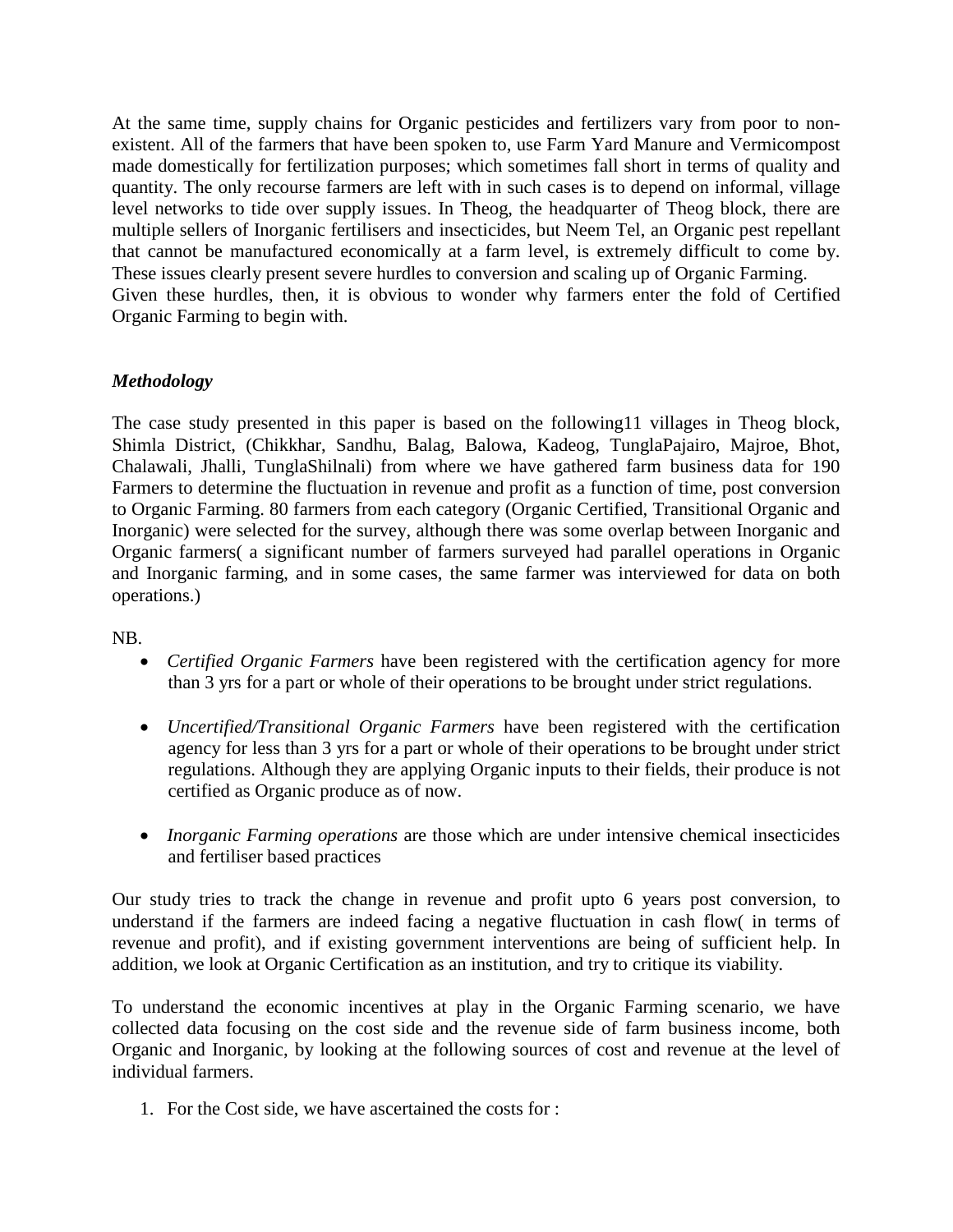At the same time, supply chains for Organic pesticides and fertilizers vary from poor to non-existent. All of the farmers that have been spoken to, use Farm Yard Manure and Vermicompost made domestically for fertilization purposes; which sometimes fall short in terms of quality and quantity. The only recourse farmers are left with in such cases is to depend on informal, village level networks to tide over supply issues. In Theog, the headquarter of Theog block, there are multiple sellers of Inorganic fertilisers and insecticides, but Neem Tel, an Organic pest repellant that cannot be manufactured economically at a farm level, is extremely difficult to come by. These issues clearly present severe hurdles to conversion and scaling up of Organic Farming.
Given these hurdles, then, it is obvious to wonder why farmers enter the fold of Certified Organic Farming to begin with.

### *Methodology*

The case study presented in this paper is based on the following11 villages in Theog block, Shimla District, (Chikkhar, Sandhu, Balag, Balowa, Kadeog, TunglaPajairo, Majroe, Bhot, Chalawali, Jhalli, TunglaShilnali) from where we have gathered farm business data for 190 Farmers to determine the fluctuation in revenue and profit as a function of time, post conversion to Organic Farming. 80 farmers from each category (Organic Certified, Transitional Organic and Inorganic) were selected for the survey, although there was some overlap between Inorganic and Organic farmers( a significant number of farmers surveyed had parallel operations in Organic and Inorganic farming, and in some cases, the same farmer was interviewed for data on both operations.)

NB.

- *Certified Organic Farmers* have been registered with the certification agency for more than 3 yrs for a part or whole of their operations to be brought under strict regulations.

- *Uncertified/Transitional Organic Farmers* have been registered with the certification agency for less than 3 yrs for a part or whole of their operations to be brought under strict regulations. Although they are applying Organic inputs to their fields, their produce is not certified as Organic produce as of now.

- *Inorganic Farming operations* are those which are under intensive chemical insecticides and fertiliser based practices

Our study tries to track the change in revenue and profit upto 6 years post conversion, to understand if the farmers are indeed facing a negative fluctuation in cash flow( in terms of revenue and profit), and if existing government interventions are being of sufficient help. In addition, we look at Organic Certification as an institution, and try to critique its viability.

To understand the economic incentives at play in the Organic Farming scenario, we have collected data focusing on the cost side and the revenue side of farm business income, both Organic and Inorganic, by looking at the following sources of cost and revenue at the level of individual farmers.

1. For the Cost side, we have ascertained the costs for :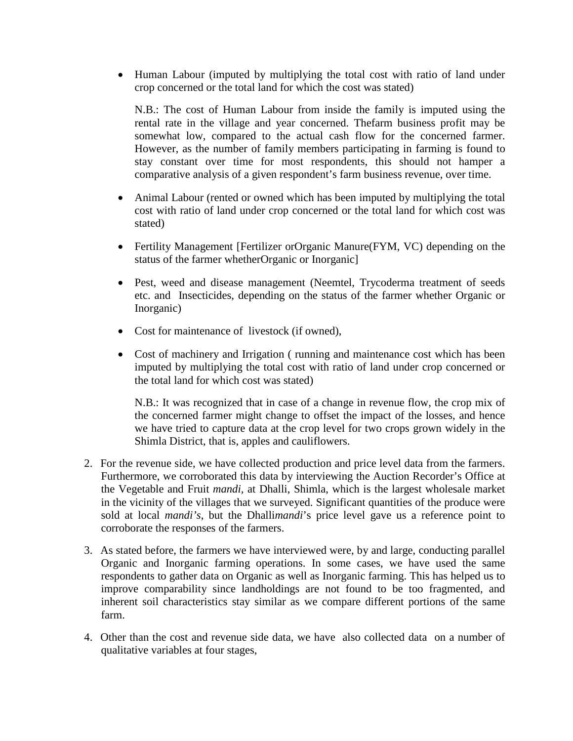- Human Labour (imputed by multiplying the total cost with ratio of land under crop concerned or the total land for which the cost was stated)

  N.B.: The cost of Human Labour from inside the family is imputed using the rental rate in the village and year concerned. Thefarm business profit may be somewhat low, compared to the actual cash flow for the concerned farmer. However, as the number of family members participating in farming is found to stay constant over time for most respondents, this should not hamper a comparative analysis of a given respondent's farm business revenue, over time.

- Animal Labour (rented or owned which has been imputed by multiplying the total cost with ratio of land under crop concerned or the total land for which cost was stated)

- Fertility Management [Fertilizer orOrganic Manure(FYM, VC) depending on the status of the farmer whetherOrganic or Inorganic]

- Pest, weed and disease management (Neemtel, Trycoderma treatment of seeds etc. and Insecticides, depending on the status of the farmer whether Organic or Inorganic)

- Cost for maintenance of livestock (if owned),

- Cost of machinery and Irrigation ( running and maintenance cost which has been imputed by multiplying the total cost with ratio of land under crop concerned or the total land for which cost was stated)

  N.B.: It was recognized that in case of a change in revenue flow, the crop mix of the concerned farmer might change to offset the impact of the losses, and hence we have tried to capture data at the crop level for two crops grown widely in the Shimla District, that is, apples and cauliflowers.

2. For the revenue side, we have collected production and price level data from the farmers. Furthermore, we corroborated this data by interviewing the Auction Recorder's Office at the Vegetable and Fruit *mandi*, at Dhalli, Shimla, which is the largest wholesale market in the vicinity of the villages that we surveyed. Significant quantities of the produce were sold at local *mandi's*, but the Dhalli*mandi*'s price level gave us a reference point to corroborate the responses of the farmers.

3. As stated before, the farmers we have interviewed were, by and large, conducting parallel Organic and Inorganic farming operations. In some cases, we have used the same respondents to gather data on Organic as well as Inorganic farming. This has helped us to improve comparability since landholdings are not found to be too fragmented, and inherent soil characteristics stay similar as we compare different portions of the same farm.

4. Other than the cost and revenue side data, we have also collected data on a number of qualitative variables at four stages,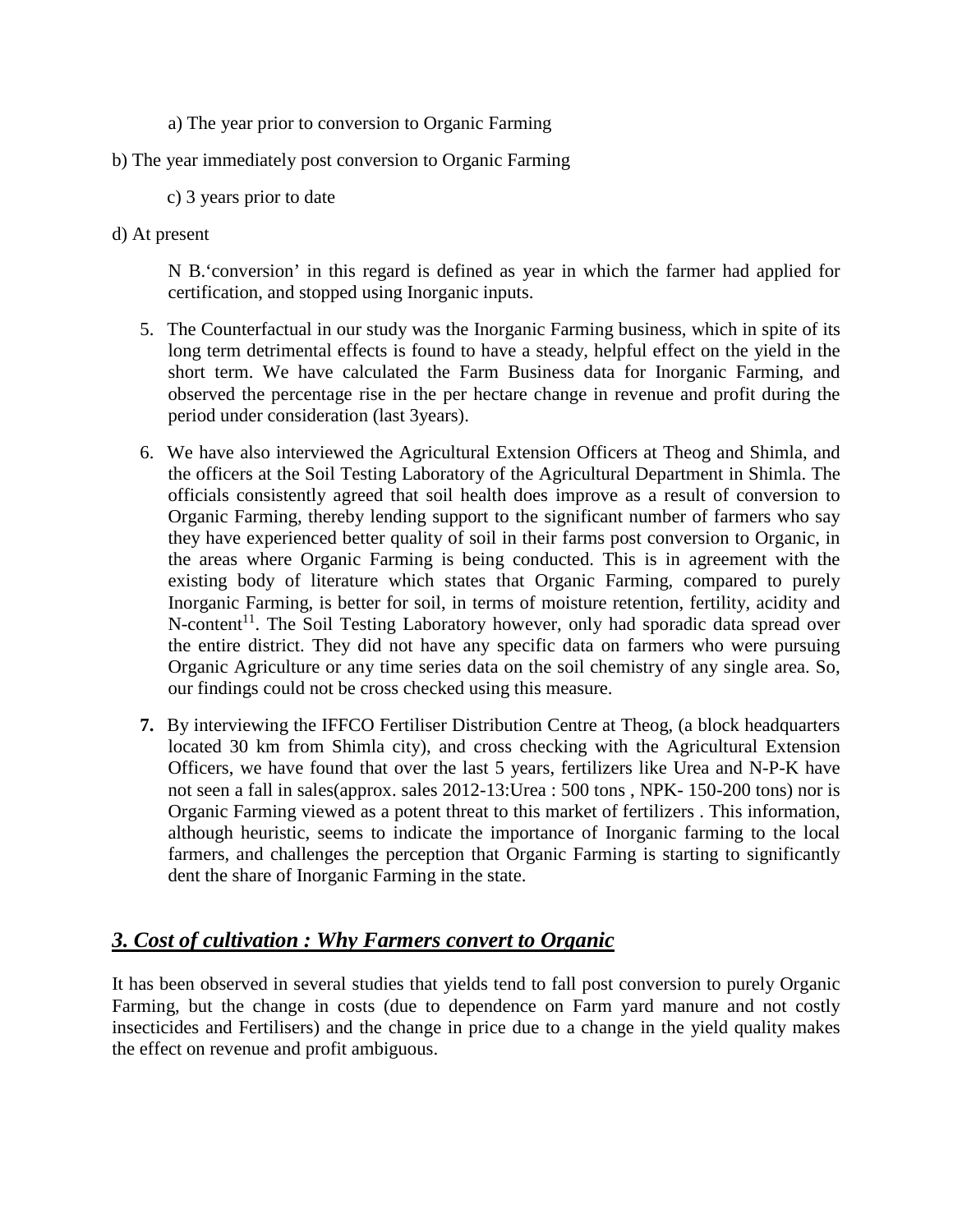a) The year prior to conversion to Organic Farming

b) The year immediately post conversion to Organic Farming

c) 3 years prior to date

d) At present

N B.'conversion' in this regard is defined as year in which the farmer had applied for certification, and stopped using Inorganic inputs.

5. The Counterfactual in our study was the Inorganic Farming business, which in spite of its long term detrimental effects is found to have a steady, helpful effect on the yield in the short term. We have calculated the Farm Business data for Inorganic Farming, and observed the percentage rise in the per hectare change in revenue and profit during the period under consideration (last 3years).

6. We have also interviewed the Agricultural Extension Officers at Theog and Shimla, and the officers at the Soil Testing Laboratory of the Agricultural Department in Shimla. The officials consistently agreed that soil health does improve as a result of conversion to Organic Farming, thereby lending support to the significant number of farmers who say they have experienced better quality of soil in their farms post conversion to Organic, in the areas where Organic Farming is being conducted. This is in agreement with the existing body of literature which states that Organic Farming, compared to purely Inorganic Farming, is better for soil, in terms of moisture retention, fertility, acidity and N-content[11]. The Soil Testing Laboratory however, only had sporadic data spread over the entire district. They did not have any specific data on farmers who were pursuing Organic Agriculture or any time series data on the soil chemistry of any single area. So, our findings could not be cross checked using this measure.

**7.** By interviewing the IFFCO Fertiliser Distribution Centre at Theog, (a block headquarters located 30 km from Shimla city), and cross checking with the Agricultural Extension Officers, we have found that over the last 5 years, fertilizers like Urea and N-P-K have not seen a fall in sales(approx. sales 2012-13:Urea : 500 tons , NPK- 150-200 tons) nor is Organic Farming viewed as a potent threat to this market of fertilizers . This information, although heuristic, seems to indicate the importance of Inorganic farming to the local farmers, and challenges the perception that Organic Farming is starting to significantly dent the share of Inorganic Farming in the state.

## ***3. Cost of cultivation : Why Farmers convert to Organic***

It has been observed in several studies that yields tend to fall post conversion to purely Organic Farming, but the change in costs (due to dependence on Farm yard manure and not costly insecticides and Fertilisers) and the change in price due to a change in the yield quality makes the effect on revenue and profit ambiguous.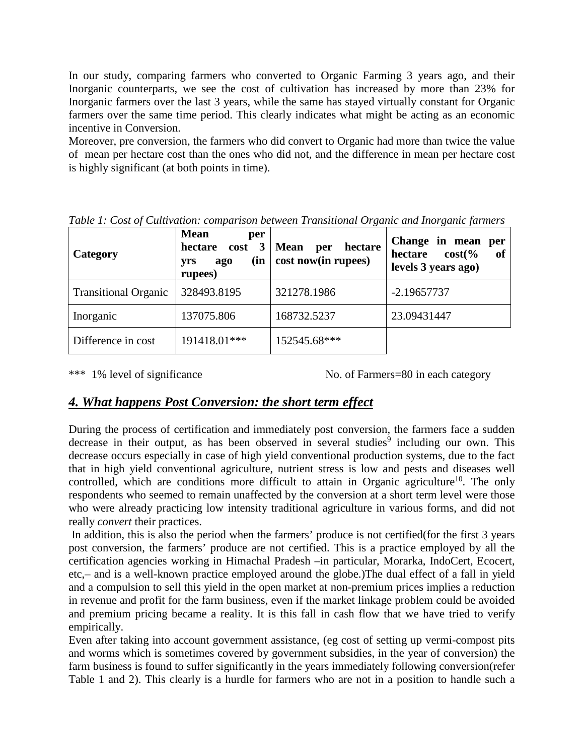In our study, comparing farmers who converted to Organic Farming 3 years ago, and their Inorganic counterparts, we see the cost of cultivation has increased by more than 23% for Inorganic farmers over the last 3 years, while the same has stayed virtually constant for Organic farmers over the same time period. This clearly indicates what might be acting as an economic incentive in Conversion.

Moreover, pre conversion, the farmers who did convert to Organic had more than twice the value of mean per hectare cost than the ones who did not, and the difference in mean per hectare cost is highly significant (at both points in time).

*Table 1: Cost of Cultivation: comparison between Transitional Organic and Inorganic farmers*

| **Category** | **Mean per hectare cost 3 yrs ago (in rupees)** | **Mean per hectare cost now(in rupees)** | **Change in mean per hectare cost(% of levels 3 years ago)** |
|---|---|---|---|
| Transitional Organic | 328493.8195 | 321278.1986 | -2.19657737 |
| Inorganic | 137075.806 | 168732.5237 | 23.09431447 |
| Difference in cost | 191418.01*** | 152545.68*** | |

*** 1% level of significance    No. of Farmers=80 in each category

## *4. What happens Post Conversion: the short term effect*

During the process of certification and immediately post conversion, the farmers face a sudden decrease in their output, as has been observed in several studies[9] including our own. This decrease occurs especially in case of high yield conventional production systems, due to the fact that in high yield conventional agriculture, nutrient stress is low and pests and diseases well controlled, which are conditions more difficult to attain in Organic agriculture[10]. The only respondents who seemed to remain unaffected by the conversion at a short term level were those who were already practicing low intensity traditional agriculture in various forms, and did not really *convert* their practices.

In addition, this is also the period when the farmers' produce is not certified(for the first 3 years post conversion, the farmers' produce are not certified. This is a practice employed by all the certification agencies working in Himachal Pradesh –in particular, Morarka, IndoCert, Ecocert, etc,– and is a well-known practice employed around the globe.)The dual effect of a fall in yield and a compulsion to sell this yield in the open market at non-premium prices implies a reduction in revenue and profit for the farm business, even if the market linkage problem could be avoided and premium pricing became a reality. It is this fall in cash flow that we have tried to verify empirically.

Even after taking into account government assistance, (eg cost of setting up vermi-compost pits and worms which is sometimes covered by government subsidies, in the year of conversion) the farm business is found to suffer significantly in the years immediately following conversion(refer Table 1 and 2). This clearly is a hurdle for farmers who are not in a position to handle such a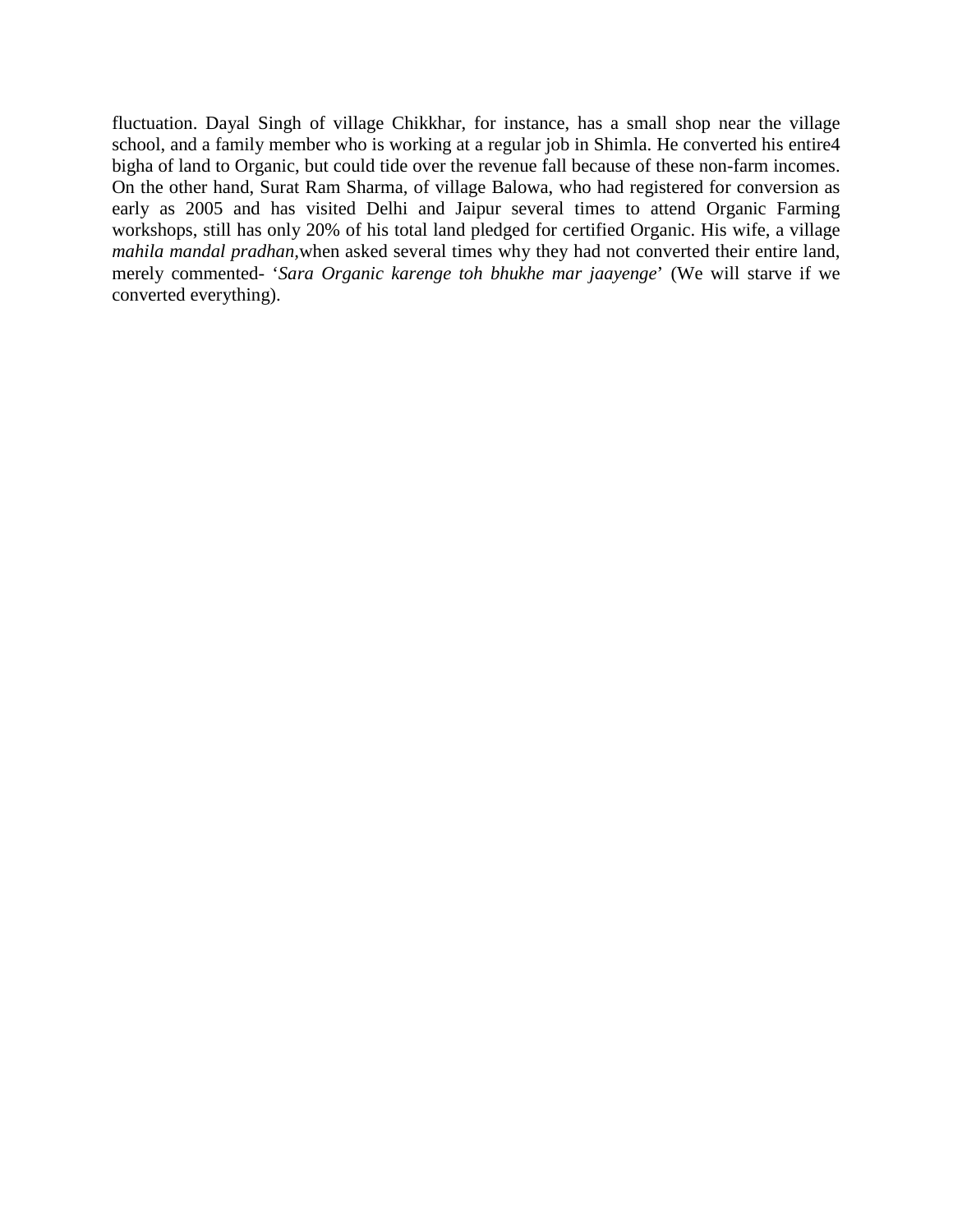fluctuation. Dayal Singh of village Chikkhar, for instance, has a small shop near the village school, and a family member who is working at a regular job in Shimla. He converted his entire4 bigha of land to Organic, but could tide over the revenue fall because of these non-farm incomes. On the other hand, Surat Ram Sharma, of village Balowa, who had registered for conversion as early as 2005 and has visited Delhi and Jaipur several times to attend Organic Farming workshops, still has only 20% of his total land pledged for certified Organic. His wife, a village *mahila mandal pradhan*,when asked several times why they had not converted their entire land, merely commented- '*Sara Organic karenge toh bhukhe mar jaayenge*' (We will starve if we converted everything).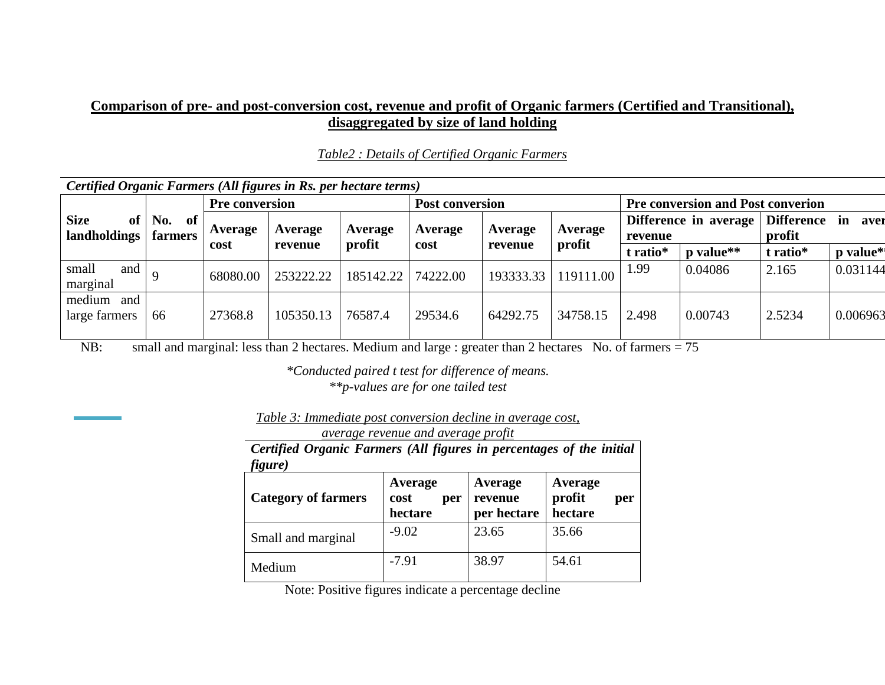**Comparison of pre- and post-conversion cost, revenue and profit of Organic farmers (Certified and Transitional), disaggregated by size of land holding**

*Table2 : Details of Certified Organic Farmers*

| ***Certified Organic Farmers (All figures in Rs. per hectare terms)*** | | | | | | | | | | | |
|---|---|---|---|---|---|---|---|---|---|---|---|
| **Size of landholdings** | **No. of farmers** | **Pre conversion** | | | **Post conversion** | | | **Pre conversion and Post converion** | | | |
| | | **Average cost** | **Average revenue** | **Average profit** | **Average cost** | **Average revenue** | **Average profit** | **Difference in average revenue** | | **Difference in aver profit** | |
| | | | | | | | | **t ratio*** | **p value**** | **t ratio*** | **p value** |
| small and marginal | 9 | 68080.00 | 253222.22 | 185142.22 | 74222.00 | 193333.33 | 119111.00 | 1.99 | 0.04086 | 2.165 | 0.031144 |
| medium and large farmers | 66 | 27368.8 | 105350.13 | 76587.4 | 29534.6 | 64292.75 | 34758.15 | 2.498 | 0.00743 | 2.5234 | 0.006963 |

NB: small and marginal: less than 2 hectares. Medium and large : greater than 2 hectares No. of farmers = 75

*\*Conducted paired t test for difference of means.*
*\*\*p-values are for one tailed test*

*Table 3: Immediate post conversion decline in average cost, average revenue and average profit*

| ***Certified Organic Farmers (All figures in percentages of the initial figure)*** | | | |
|---|---|---|---|
| **Category of farmers** | **Average cost per hectare** | **Average revenue per hectare** | **Average profit per hectare** |
| Small and marginal | -9.02 | 23.65 | 35.66 |
| Medium | -7.91 | 38.97 | 54.61 |

Note: Positive figures indicate a percentage decline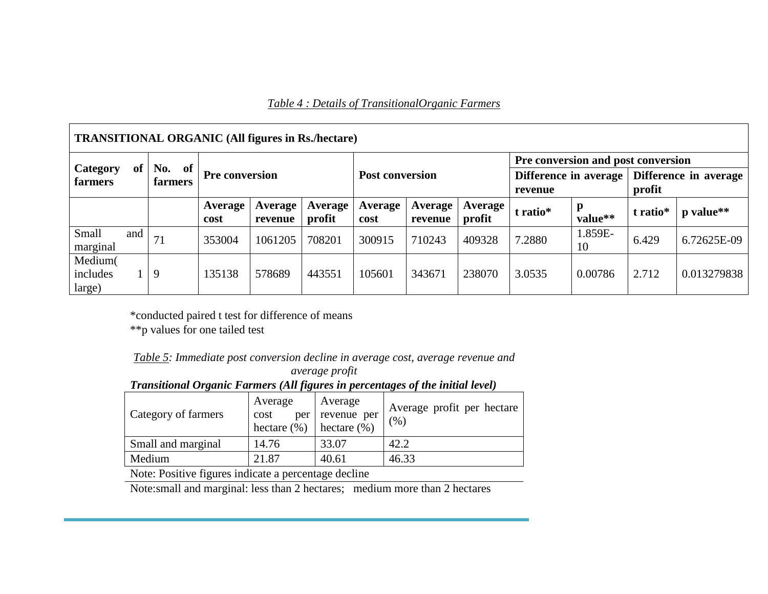*Table 4 : Details of TransitionalOrganic Farmers*

| **TRANSITIONAL ORGANIC (All figures in Rs./hectare)** | | | | | | | | | | | |
|---|---|---|---|---|---|---|---|---|---|---|---|
| **Category of farmers** | **No. of farmers** | **Pre conversion** | | | **Post conversion** | | | **Pre conversion and post conversion** | | | |
| | | | | | | | | **Difference in average revenue** | | **Difference in average profit** | |
| | | **Average cost** | **Average revenue** | **Average profit** | **Average cost** | **Average revenue** | **Average profit** | **t ratio*** | **p value**** | **t ratio*** | **p value**** |
| Small and marginal | 71 | 353004 | 1061205 | 708201 | 300915 | 710243 | 409328 | 7.2880 | 1.859E-10 | 6.429 | 6.72625E-09 |
| Medium( includes 1 large) | 9 | 135138 | 578689 | 443551 | 105601 | 343671 | 238070 | 3.0535 | 0.00786 | 2.712 | 0.013279838 |

*conducted paired t test for difference of means

**p values for one tailed test

*Table 5: Immediate post conversion decline in average cost, average revenue and average profit*

***Transitional Organic Farmers (All figures in percentages of the initial level)***

| Category of farmers | Average cost per hectare (%) | Average revenue per hectare (%) | Average profit per hectare (%) |
|---|---|---|---|
| Small and marginal | 14.76 | 33.07 | 42.2 |
| Medium | 21.87 | 40.61 | 46.33 |

Note: Positive figures indicate a percentage decline

Note:small and marginal: less than 2 hectares; medium more than 2 hectares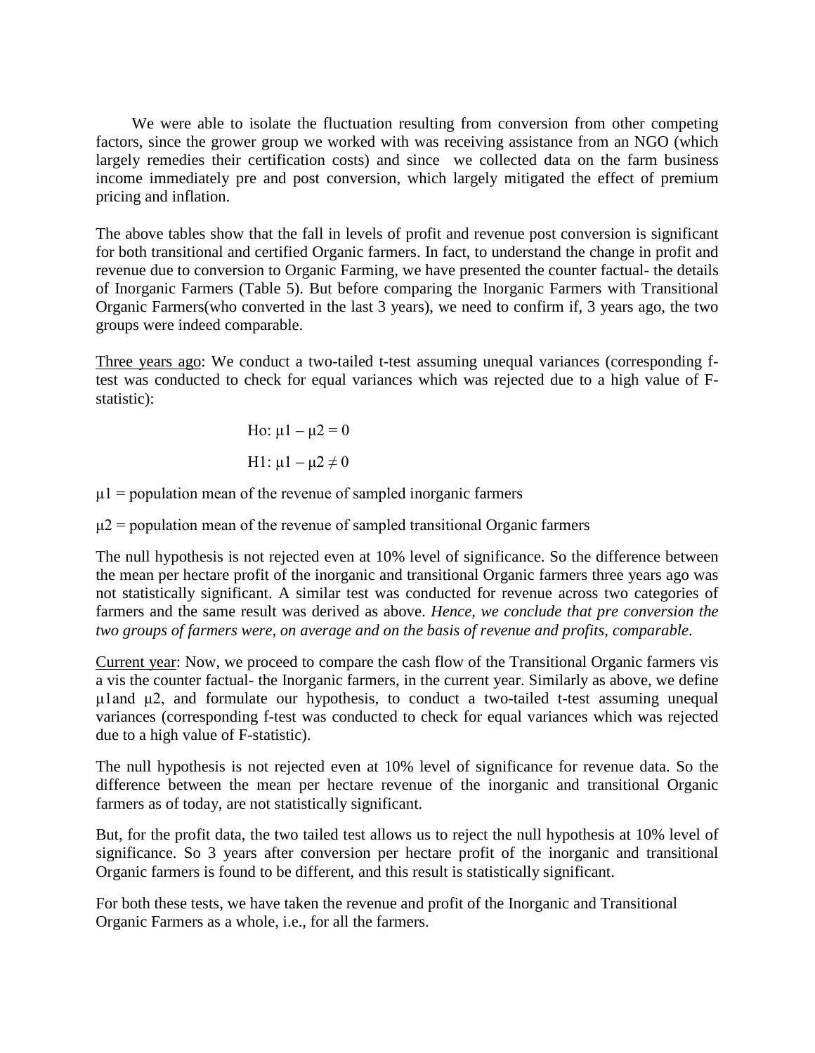We were able to isolate the fluctuation resulting from conversion from other competing factors, since the grower group we worked with was receiving assistance from an NGO (which largely remedies their certification costs) and since we collected data on the farm business income immediately pre and post conversion, which largely mitigated the effect of premium pricing and inflation.

The above tables show that the fall in levels of profit and revenue post conversion is significant for both transitional and certified Organic farmers. In fact, to understand the change in profit and revenue due to conversion to Organic Farming, we have presented the counter factual- the details of Inorganic Farmers (Table 5). But before comparing the Inorganic Farmers with Transitional Organic Farmers(who converted in the last 3 years), we need to confirm if, 3 years ago, the two groups were indeed comparable.

<u>Three years ago</u>: We conduct a two-tailed t-test assuming unequal variances (corresponding f-test was conducted to check for equal variances which was rejected due to a high value of F-statistic):

$$\text{Ho: } \mu 1 - \mu 2 = 0$$

$$\text{H1: } \mu 1 - \mu 2 \neq 0$$

$\mu 1$ = population mean of the revenue of sampled inorganic farmers

$\mu 2$ = population mean of the revenue of sampled transitional Organic farmers

The null hypothesis is not rejected even at 10% level of significance. So the difference between the mean per hectare profit of the inorganic and transitional Organic farmers three years ago was not statistically significant. A similar test was conducted for revenue across two categories of farmers and the same result was derived as above. *Hence, we conclude that pre conversion the two groups of farmers were, on average and on the basis of revenue and profits, comparable*.

<u>Current year</u>: Now, we proceed to compare the cash flow of the Transitional Organic farmers vis a vis the counter factual- the Inorganic farmers, in the current year. Similarly as above, we define $\mu 1$and $\mu 2$, and formulate our hypothesis, to conduct a two-tailed t-test assuming unequal variances (corresponding f-test was conducted to check for equal variances which was rejected due to a high value of F-statistic).

The null hypothesis is not rejected even at 10% level of significance for revenue data. So the difference between the mean per hectare revenue of the inorganic and transitional Organic farmers as of today, are not statistically significant.

But, for the profit data, the two tailed test allows us to reject the null hypothesis at 10% level of significance. So 3 years after conversion per hectare profit of the inorganic and transitional Organic farmers is found to be different, and this result is statistically significant.

For both these tests, we have taken the revenue and profit of the Inorganic and Transitional Organic Farmers as a whole, i.e., for all the farmers.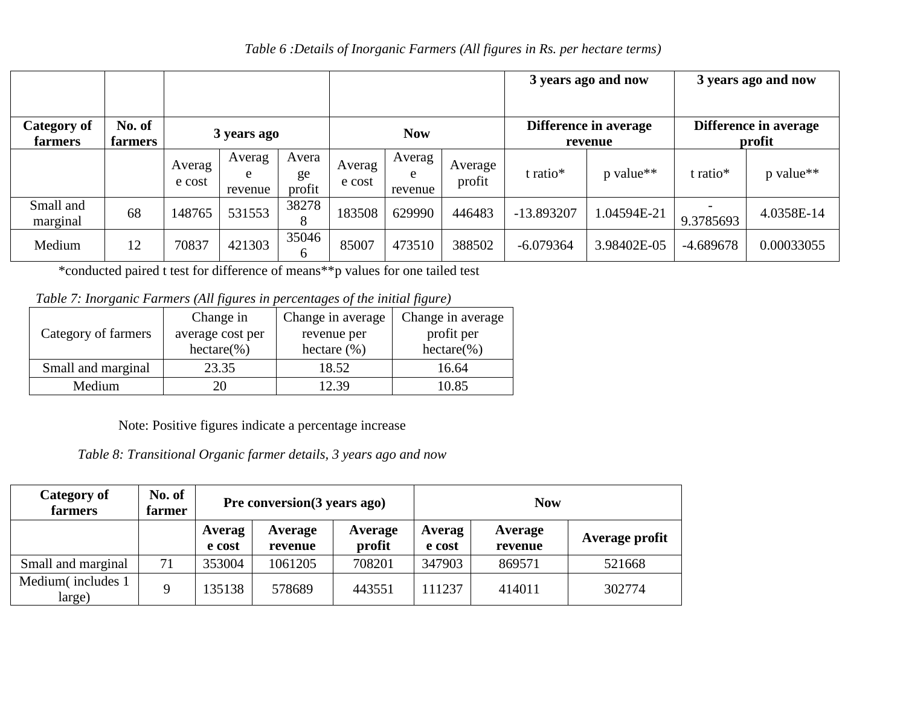*Table 6 :Details of Inorganic Farmers (All figures in Rs. per hectare terms)*

| | | | | | | | | 3 years ago and now | | 3 years ago and now | |
|---|---|---|---|---|---|---|---|---|---|---|---|
| **Category of farmers** | **No. of farmers** | **3 years ago** | | | **Now** | | | **Difference in average revenue** | | **Difference in average profit** | |
| | | Average cost | Average revenue | Average profit | Average cost | Average revenue | Average profit | t ratio* | p value** | t ratio* | p value** |
| Small and marginal | 68 | 148765 | 531553 | 382788 | 183508 | 629990 | 446483 | -13.893207 | 1.04594E-21 | -9.3785693 | 4.0358E-14 |
| Medium | 12 | 70837 | 421303 | 350466 | 85007 | 473510 | 388502 | -6.079364 | 3.98402E-05 | -4.689678 | 0.00033055 |

*conducted paired t test for difference of means**p values for one tailed test

*Table 7: Inorganic Farmers (All figures in percentages of the initial figure)*

| Category of farmers | Change in average cost per hectare(%) | Change in average revenue per hectare (%) | Change in average profit per hectare(%) |
|---|---|---|---|
| Small and marginal | 23.35 | 18.52 | 16.64 |
| Medium | 20 | 12.39 | 10.85 |

Note: Positive figures indicate a percentage increase

*Table 8: Transitional Organic farmer details, 3 years ago and now*

| **Category of farmers** | **No. of farmer** | **Pre conversion(3 years ago)** | | | **Now** | | |
|---|---|---|---|---|---|---|---|
| | | **Average cost** | **Average revenue** | **Average profit** | **Average cost** | **Average revenue** | **Average profit** |
| Small and marginal | 71 | 353004 | 1061205 | 708201 | 347903 | 869571 | 521668 |
| Medium( includes 1 large) | 9 | 135138 | 578689 | 443551 | 111237 | 414011 | 302774 |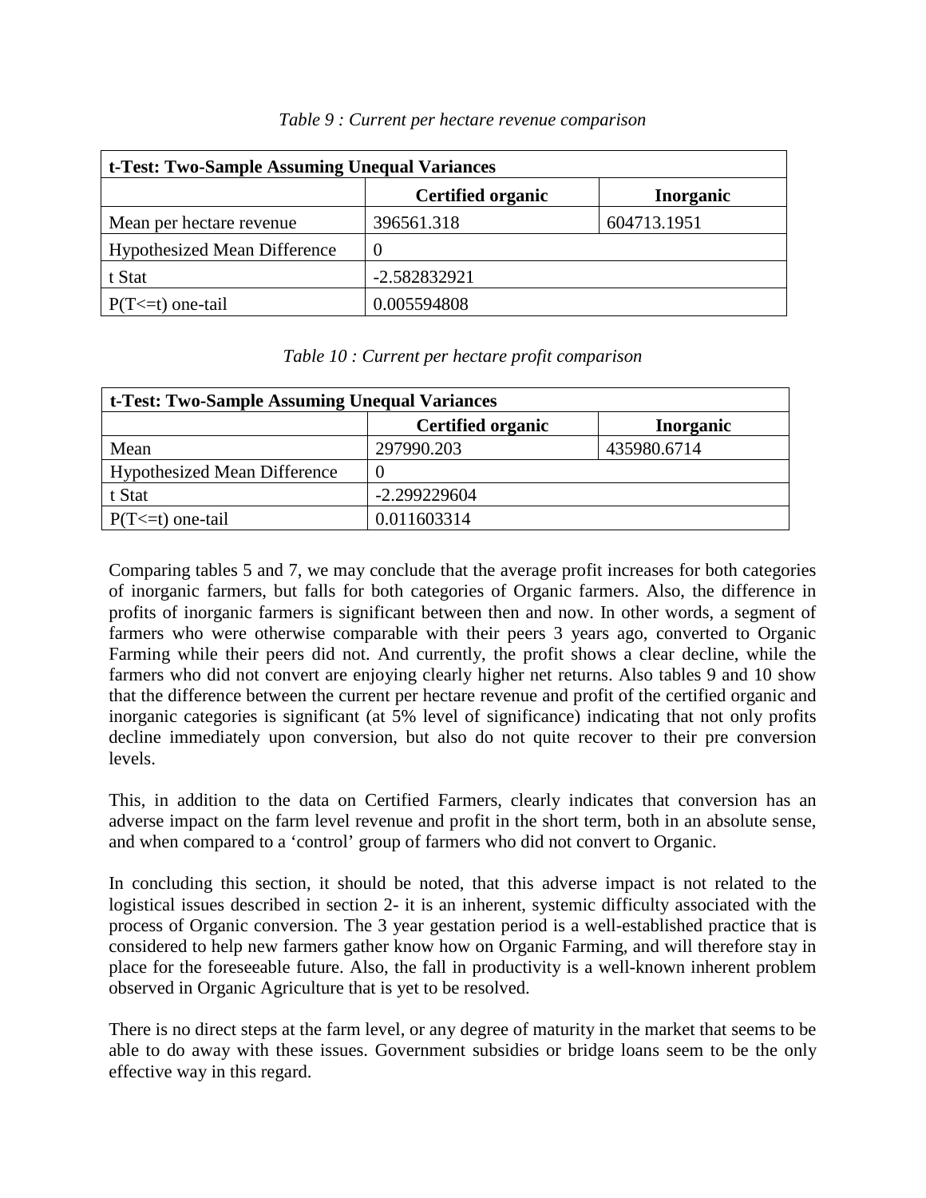*Table 9 : Current per hectare revenue comparison*

| t-Test: Two-Sample Assuming Unequal Variances | | |
|---|---|---|
| | **Certified organic** | **Inorganic** |
| Mean per hectare revenue | 396561.318 | 604713.1951 |
| Hypothesized Mean Difference | 0 | |
| t Stat | -2.582832921 | |
| P(T<=t) one-tail | 0.005594808 | |

*Table 10 : Current per hectare profit comparison*

| t-Test: Two-Sample Assuming Unequal Variances | | |
|---|---|---|
| | **Certified organic** | **Inorganic** |
| Mean | 297990.203 | 435980.6714 |
| Hypothesized Mean Difference | 0 | |
| t Stat | -2.299229604 | |
| P(T<=t) one-tail | 0.011603314 | |

Comparing tables 5 and 7, we may conclude that the average profit increases for both categories of inorganic farmers, but falls for both categories of Organic farmers. Also, the difference in profits of inorganic farmers is significant between then and now. In other words, a segment of farmers who were otherwise comparable with their peers 3 years ago, converted to Organic Farming while their peers did not. And currently, the profit shows a clear decline, while the farmers who did not convert are enjoying clearly higher net returns. Also tables 9 and 10 show that the difference between the current per hectare revenue and profit of the certified organic and inorganic categories is significant (at 5% level of significance) indicating that not only profits decline immediately upon conversion, but also do not quite recover to their pre conversion levels.

This, in addition to the data on Certified Farmers, clearly indicates that conversion has an adverse impact on the farm level revenue and profit in the short term, both in an absolute sense, and when compared to a 'control' group of farmers who did not convert to Organic.

In concluding this section, it should be noted, that this adverse impact is not related to the logistical issues described in section 2- it is an inherent, systemic difficulty associated with the process of Organic conversion. The 3 year gestation period is a well-established practice that is considered to help new farmers gather know how on Organic Farming, and will therefore stay in place for the foreseeable future. Also, the fall in productivity is a well-known inherent problem observed in Organic Agriculture that is yet to be resolved.

There is no direct steps at the farm level, or any degree of maturity in the market that seems to be able to do away with these issues. Government subsidies or bridge loans seem to be the only effective way in this regard.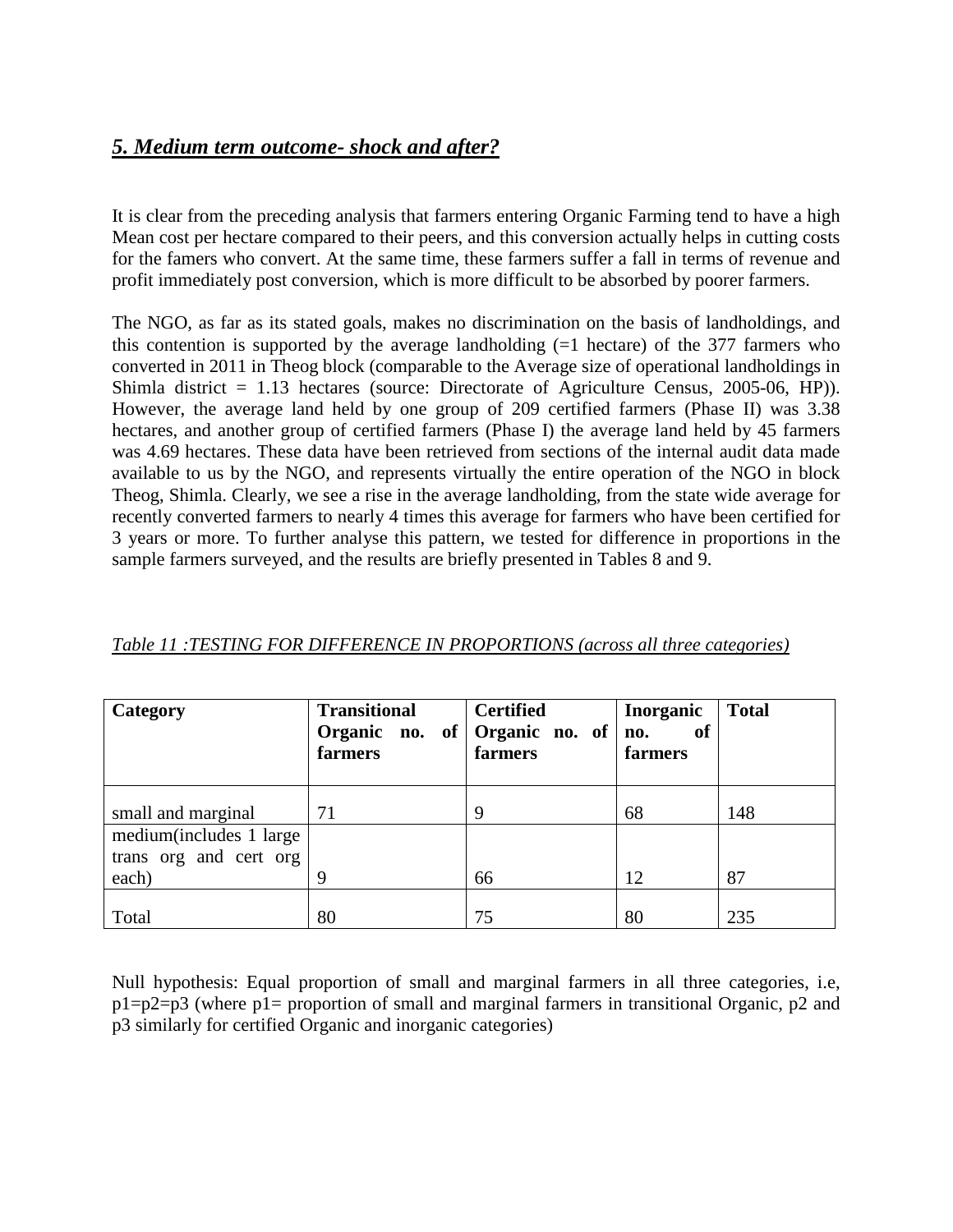## *5. Medium term outcome- shock and after?*

It is clear from the preceding analysis that farmers entering Organic Farming tend to have a high Mean cost per hectare compared to their peers, and this conversion actually helps in cutting costs for the famers who convert. At the same time, these farmers suffer a fall in terms of revenue and profit immediately post conversion, which is more difficult to be absorbed by poorer farmers.

The NGO, as far as its stated goals, makes no discrimination on the basis of landholdings, and this contention is supported by the average landholding (=1 hectare) of the 377 farmers who converted in 2011 in Theog block (comparable to the Average size of operational landholdings in Shimla district = 1.13 hectares (source: Directorate of Agriculture Census, 2005-06, HP)). However, the average land held by one group of 209 certified farmers (Phase II) was 3.38 hectares, and another group of certified farmers (Phase I) the average land held by 45 farmers was 4.69 hectares. These data have been retrieved from sections of the internal audit data made available to us by the NGO, and represents virtually the entire operation of the NGO in block Theog, Shimla. Clearly, we see a rise in the average landholding, from the state wide average for recently converted farmers to nearly 4 times this average for farmers who have been certified for 3 years or more. To further analyse this pattern, we tested for difference in proportions in the sample farmers surveyed, and the results are briefly presented in Tables 8 and 9.

*Table 11 :TESTING FOR DIFFERENCE IN PROPORTIONS (across all three categories)*

| Category | Transitional Organic no. of farmers | Certified Organic no. of farmers | Inorganic no. of farmers | Total |
|---|---|---|---|---|
| small and marginal | 71 | 9 | 68 | 148 |
| medium(includes 1 large trans org and cert org each) | 9 | 66 | 12 | 87 |
| Total | 80 | 75 | 80 | 235 |

Null hypothesis: Equal proportion of small and marginal farmers in all three categories, i.e, $p1=p2=p3$ (where $p1$= proportion of small and marginal farmers in transitional Organic, $p2$ and $p3$ similarly for certified Organic and inorganic categories)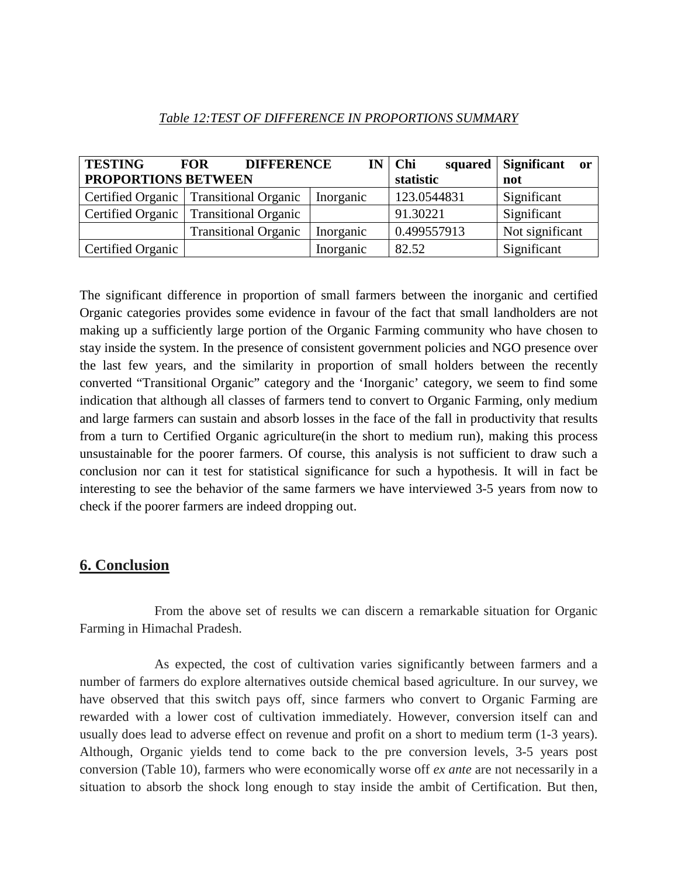*Table 12:TEST OF DIFFERENCE IN PROPORTIONS SUMMARY*

| **TESTING FOR DIFFERENCE IN PROPORTIONS BETWEEN** | | | **Chi squared statistic** | **Significant or not** |
|---|---|---|---|---|
| Certified Organic | Transitional Organic | Inorganic | 123.0544831 | Significant |
| Certified Organic | Transitional Organic | | 91.30221 | Significant |
| | Transitional Organic | Inorganic | 0.499557913 | Not significant |
| Certified Organic | | Inorganic | 82.52 | Significant |

The significant difference in proportion of small farmers between the inorganic and certified Organic categories provides some evidence in favour of the fact that small landholders are not making up a sufficiently large portion of the Organic Farming community who have chosen to stay inside the system. In the presence of consistent government policies and NGO presence over the last few years, and the similarity in proportion of small holders between the recently converted "Transitional Organic" category and the 'Inorganic' category, we seem to find some indication that although all classes of farmers tend to convert to Organic Farming, only medium and large farmers can sustain and absorb losses in the face of the fall in productivity that results from a turn to Certified Organic agriculture(in the short to medium run), making this process unsustainable for the poorer farmers. Of course, this analysis is not sufficient to draw such a conclusion nor can it test for statistical significance for such a hypothesis. It will in fact be interesting to see the behavior of the same farmers we have interviewed 3-5 years from now to check if the poorer farmers are indeed dropping out.

## 6. Conclusion

From the above set of results we can discern a remarkable situation for Organic Farming in Himachal Pradesh.

As expected, the cost of cultivation varies significantly between farmers and a number of farmers do explore alternatives outside chemical based agriculture. In our survey, we have observed that this switch pays off, since farmers who convert to Organic Farming are rewarded with a lower cost of cultivation immediately. However, conversion itself can and usually does lead to adverse effect on revenue and profit on a short to medium term (1-3 years). Although, Organic yields tend to come back to the pre conversion levels, 3-5 years post conversion (Table 10), farmers who were economically worse off *ex ante* are not necessarily in a situation to absorb the shock long enough to stay inside the ambit of Certification. But then,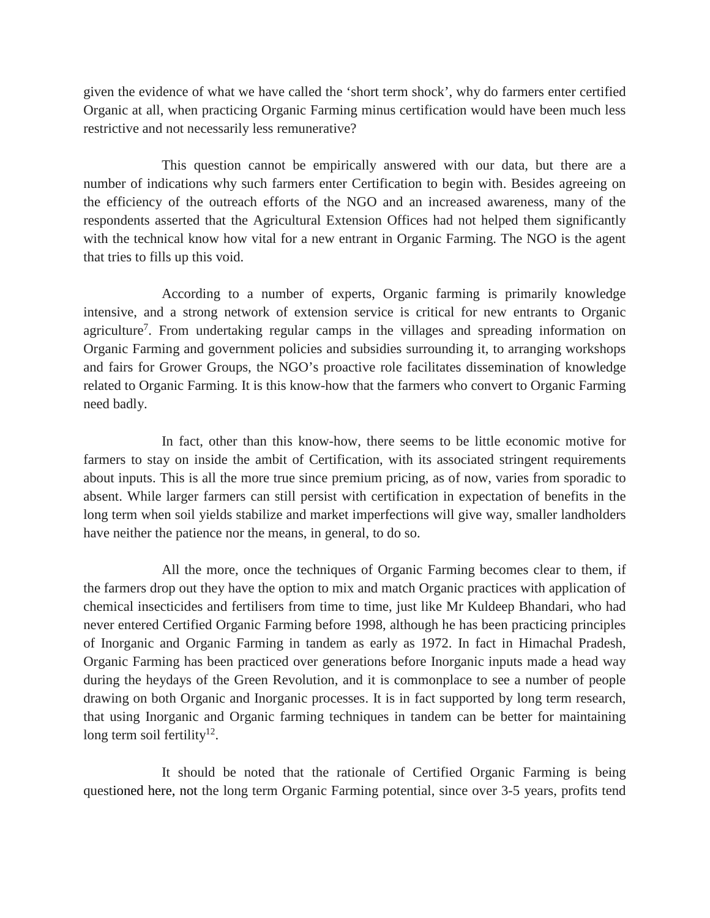given the evidence of what we have called the 'short term shock', why do farmers enter certified Organic at all, when practicing Organic Farming minus certification would have been much less restrictive and not necessarily less remunerative?

This question cannot be empirically answered with our data, but there are a number of indications why such farmers enter Certification to begin with. Besides agreeing on the efficiency of the outreach efforts of the NGO and an increased awareness, many of the respondents asserted that the Agricultural Extension Offices had not helped them significantly with the technical know how vital for a new entrant in Organic Farming. The NGO is the agent that tries to fills up this void.

According to a number of experts, Organic farming is primarily knowledge intensive, and a strong network of extension service is critical for new entrants to Organic agriculture[7]. From undertaking regular camps in the villages and spreading information on Organic Farming and government policies and subsidies surrounding it, to arranging workshops and fairs for Grower Groups, the NGO's proactive role facilitates dissemination of knowledge related to Organic Farming. It is this know-how that the farmers who convert to Organic Farming need badly.

In fact, other than this know-how, there seems to be little economic motive for farmers to stay on inside the ambit of Certification, with its associated stringent requirements about inputs. This is all the more true since premium pricing, as of now, varies from sporadic to absent. While larger farmers can still persist with certification in expectation of benefits in the long term when soil yields stabilize and market imperfections will give way, smaller landholders have neither the patience nor the means, in general, to do so.

All the more, once the techniques of Organic Farming becomes clear to them, if the farmers drop out they have the option to mix and match Organic practices with application of chemical insecticides and fertilisers from time to time, just like Mr Kuldeep Bhandari, who had never entered Certified Organic Farming before 1998, although he has been practicing principles of Inorganic and Organic Farming in tandem as early as 1972. In fact in Himachal Pradesh, Organic Farming has been practiced over generations before Inorganic inputs made a head way during the heydays of the Green Revolution, and it is commonplace to see a number of people drawing on both Organic and Inorganic processes. It is in fact supported by long term research, that using Inorganic and Organic farming techniques in tandem can be better for maintaining long term soil fertility[12].

It should be noted that the rationale of Certified Organic Farming is being questioned here, not the long term Organic Farming potential, since over 3-5 years, profits tend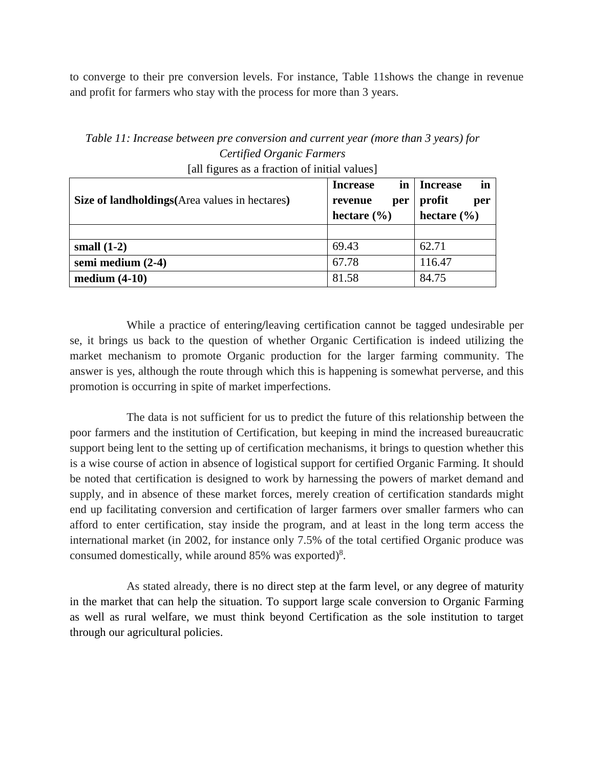to converge to their pre conversion levels. For instance, Table 11shows the change in revenue and profit for farmers who stay with the process for more than 3 years.

*Table 11: Increase between pre conversion and current year (more than 3 years) for Certified Organic Farmers*

[all figures as a fraction of initial values]

| **Size of landholdings(**Area values in hectares**)** | **Increase in revenue per hectare (%)** | **Increase in profit per hectare (%)** |
|---|---|---|
| | | |
| **small (1-2)** | 69.43 | 62.71 |
| **semi medium (2-4)** | 67.78 | 116.47 |
| **medium (4-10)** | 81.58 | 84.75 |

While a practice of entering/leaving certification cannot be tagged undesirable per se, it brings us back to the question of whether Organic Certification is indeed utilizing the market mechanism to promote Organic production for the larger farming community. The answer is yes, although the route through which this is happening is somewhat perverse, and this promotion is occurring in spite of market imperfections.

The data is not sufficient for us to predict the future of this relationship between the poor farmers and the institution of Certification, but keeping in mind the increased bureaucratic support being lent to the setting up of certification mechanisms, it brings to question whether this is a wise course of action in absence of logistical support for certified Organic Farming. It should be noted that certification is designed to work by harnessing the powers of market demand and supply, and in absence of these market forces, merely creation of certification standards might end up facilitating conversion and certification of larger farmers over smaller farmers who can afford to enter certification, stay inside the program, and at least in the long term access the international market (in 2002, for instance only 7.5% of the total certified Organic produce was consumed domestically, while around 85% was exported)[8].

As stated already, there is no direct step at the farm level, or any degree of maturity in the market that can help the situation. To support large scale conversion to Organic Farming as well as rural welfare, we must think beyond Certification as the sole institution to target through our agricultural policies.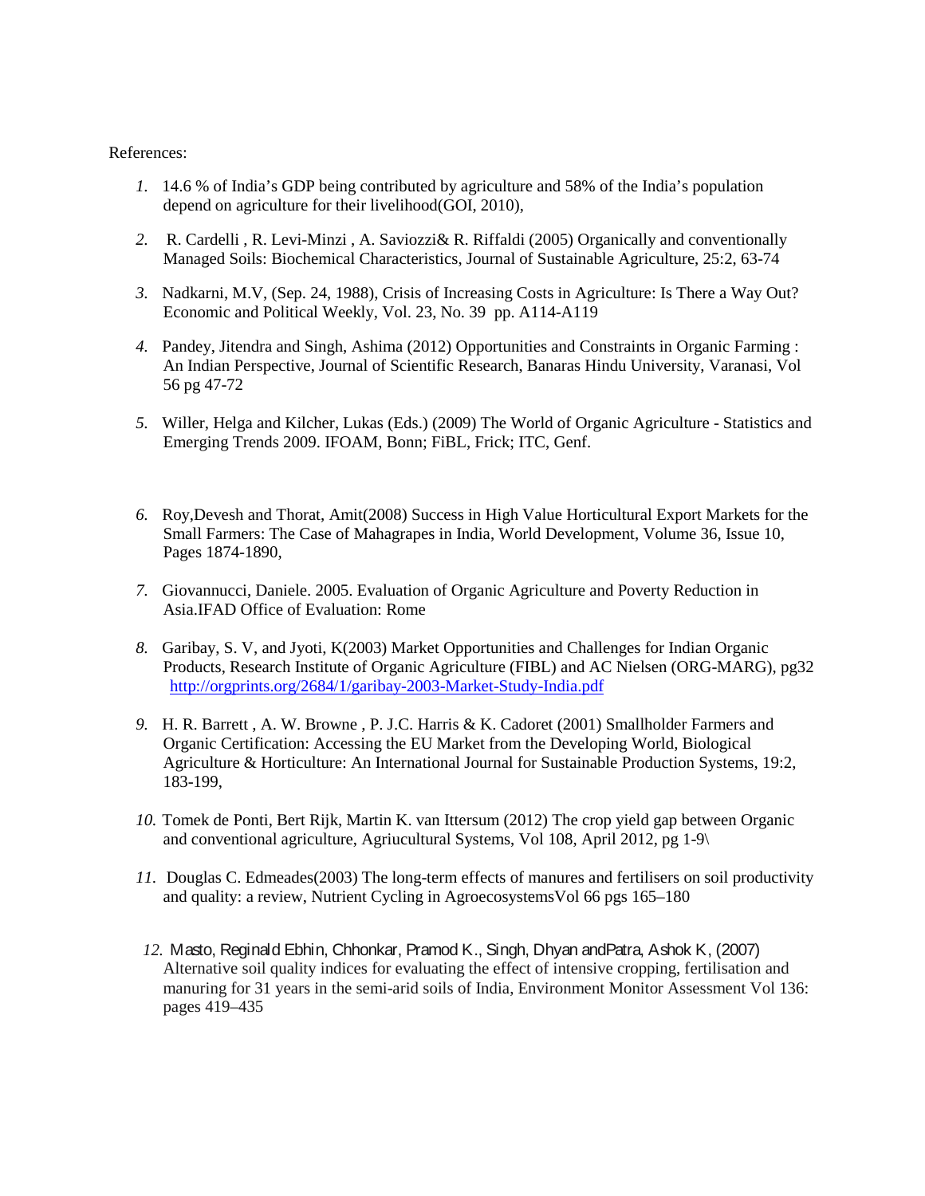References:

1. 14.6 % of India's GDP being contributed by agriculture and 58% of the India's population depend on agriculture for their livelihood(GOI, 2010),

2. R. Cardelli , R. Levi-Minzi , A. Saviozzi& R. Riffaldi (2005) Organically and conventionally Managed Soils: Biochemical Characteristics, Journal of Sustainable Agriculture, 25:2, 63-74

3. Nadkarni, M.V, (Sep. 24, 1988), Crisis of Increasing Costs in Agriculture: Is There a Way Out? Economic and Political Weekly, Vol. 23, No. 39 pp. A114-A119

4. Pandey, Jitendra and Singh, Ashima (2012) Opportunities and Constraints in Organic Farming : An Indian Perspective, Journal of Scientific Research, Banaras Hindu University, Varanasi, Vol 56 pg 47-72

5. Willer, Helga and Kilcher, Lukas (Eds.) (2009) The World of Organic Agriculture - Statistics and Emerging Trends 2009. IFOAM, Bonn; FiBL, Frick; ITC, Genf.

6. Roy,Devesh and Thorat, Amit(2008) Success in High Value Horticultural Export Markets for the Small Farmers: The Case of Mahagrapes in India, World Development, Volume 36, Issue 10, Pages 1874-1890,

7. Giovannucci, Daniele. 2005. Evaluation of Organic Agriculture and Poverty Reduction in Asia.IFAD Office of Evaluation: Rome

8. Garibay, S. V, and Jyoti, K(2003) Market Opportunities and Challenges for Indian Organic Products, Research Institute of Organic Agriculture (FIBL) and AC Nielsen (ORG-MARG), pg32 http://orgprints.org/2684/1/garibay-2003-Market-Study-India.pdf

9. H. R. Barrett , A. W. Browne , P. J.C. Harris & K. Cadoret (2001) Smallholder Farmers and Organic Certification: Accessing the EU Market from the Developing World, Biological Agriculture & Horticulture: An International Journal for Sustainable Production Systems, 19:2, 183-199,

10. Tomek de Ponti, Bert Rijk, Martin K. van Ittersum (2012) The crop yield gap between Organic and conventional agriculture, Agriucultural Systems, Vol 108, April 2012, pg 1-9\

11. Douglas C. Edmeades(2003) The long-term effects of manures and fertilisers on soil productivity and quality: a review, Nutrient Cycling in AgroecosystemsVol 66 pgs 165–180

12. Masto, Reginald Ebhin, Chhonkar, Pramod K., Singh, Dhyan andPatra, Ashok K, (2007) Alternative soil quality indices for evaluating the effect of intensive cropping, fertilisation and manuring for 31 years in the semi-arid soils of India, Environment Monitor Assessment Vol 136: pages 419–435